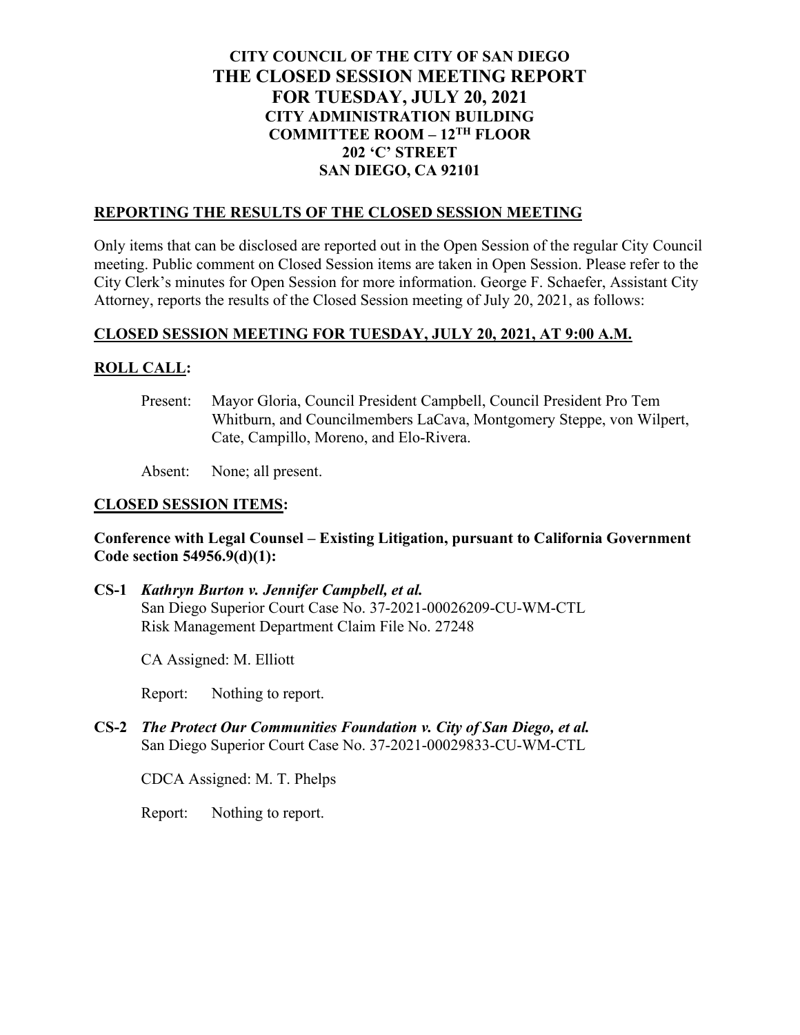# CITY COUNCIL OF THE CITY OF SAN DIEGO
# THE CLOSED SESSION MEETING REPORT
# FOR TUESDAY, JULY 20, 2021

**CITY ADMINISTRATION BUILDING**
**COMMITTEE ROOM – 12TH FLOOR**
**202 'C' STREET**
**SAN DIEGO, CA 92101**

## REPORTING THE RESULTS OF THE CLOSED SESSION MEETING

Only items that can be disclosed are reported out in the Open Session of the regular City Council meeting. Public comment on Closed Session items are taken in Open Session. Please refer to the City Clerk's minutes for Open Session for more information. George F. Schaefer, Assistant City Attorney, reports the results of the Closed Session meeting of July 20, 2021, as follows:

## CLOSED SESSION MEETING FOR TUESDAY, JULY 20, 2021, AT 9:00 A.M.

## ROLL CALL:

Present: Mayor Gloria, Council President Campbell, Council President Pro Tem Whitburn, and Councilmembers LaCava, Montgomery Steppe, von Wilpert, Cate, Campillo, Moreno, and Elo-Rivera.

Absent: None; all present.

## CLOSED SESSION ITEMS:

**Conference with Legal Counsel – Existing Litigation, pursuant to California Government Code section 54956.9(d)(1):**

**CS-1** ***Kathryn Burton v. Jennifer Campbell, et al.***
San Diego Superior Court Case No. 37-2021-00026209-CU-WM-CTL
Risk Management Department Claim File No. 27248

CA Assigned: M. Elliott

Report: Nothing to report.

**CS-2** ***The Protect Our Communities Foundation v. City of San Diego, et al.***
San Diego Superior Court Case No. 37-2021-00029833-CU-WM-CTL

CDCA Assigned: M. T. Phelps

Report: Nothing to report.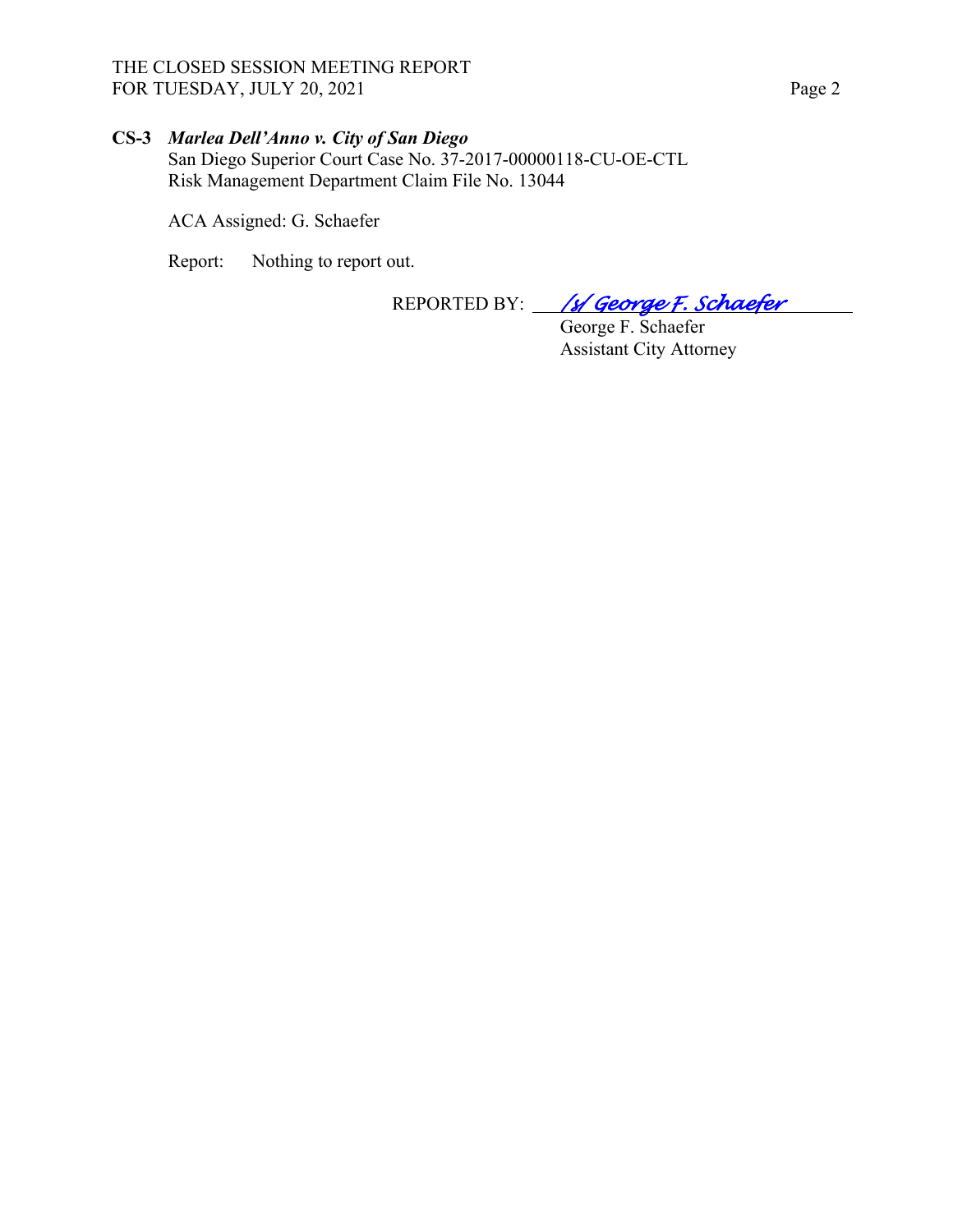**CS-3** ***Marlea Dell'Anno v. City of San Diego***
San Diego Superior Court Case No. 37-2017-00000118-CU-OE-CTL
Risk Management Department Claim File No. 13044

ACA Assigned: G. Schaefer

Report: Nothing to report out.

REPORTED BY: */s/ George F. Schaefer*
George F. Schaefer
Assistant City Attorney